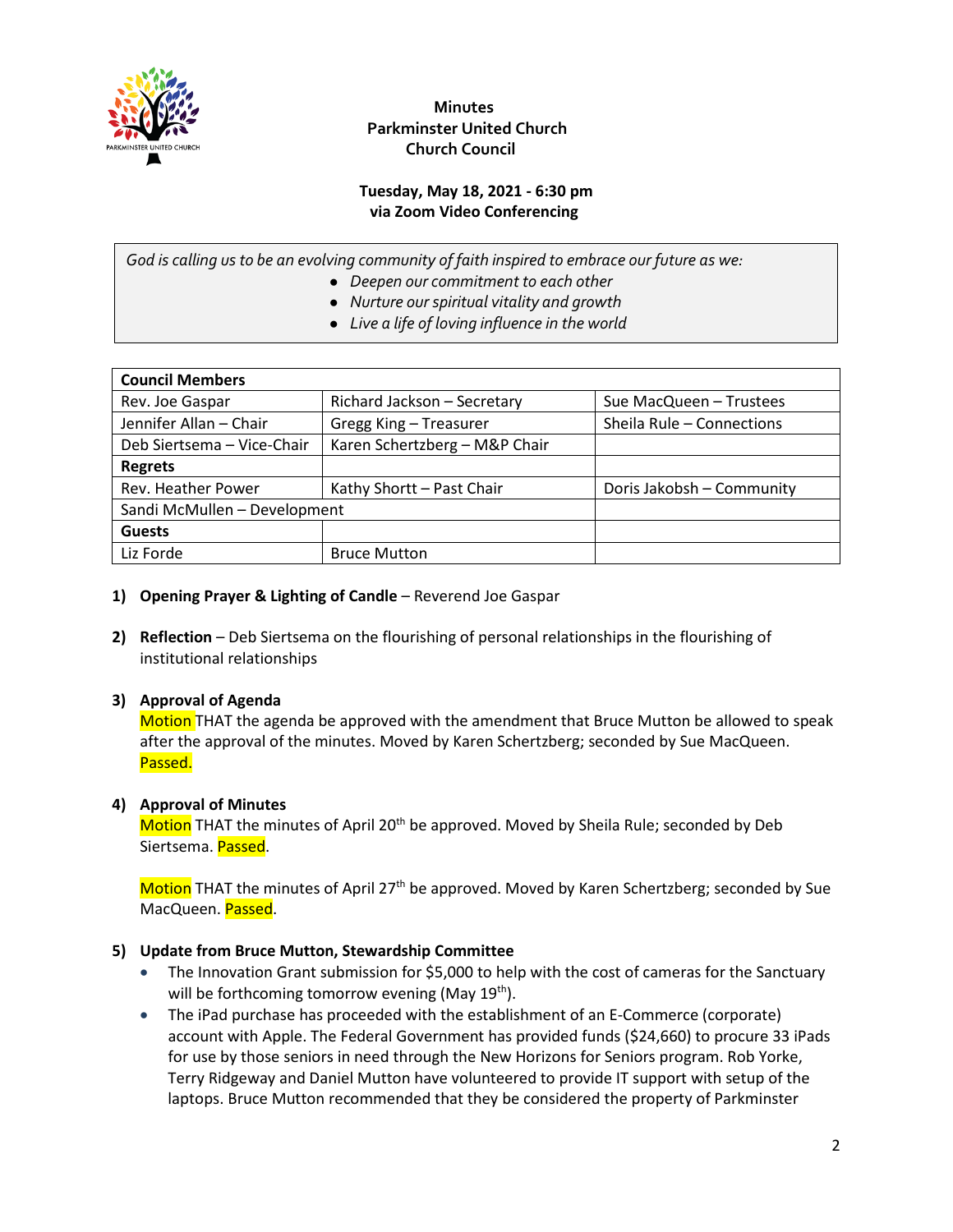# Minutes
## Parkminster United Church
## Church Council

**Tuesday, May 18, 2021 - 6:30 pm**
**via Zoom Video Conferencing**

*God is calling us to be an evolving community of faith inspired to embrace our future as we:*
- *Deepen our commitment to each other*
- *Nurture our spiritual vitality and growth*
- *Live a life of loving influence in the world*

| **Council Members** | | |
|---|---|---|
| Rev. Joe Gaspar | Richard Jackson – Secretary | Sue MacQueen – Trustees |
| Jennifer Allan – Chair | Gregg King – Treasurer | Sheila Rule – Connections |
| Deb Siertsema – Vice-Chair | Karen Schertzberg – M&P Chair | |
| **Regrets** | | |
| Rev. Heather Power | Kathy Shortt – Past Chair | Doris Jakobsh – Community |
| Sandi McMullen – Development | | |
| **Guests** | | |
| Liz Forde | Bruce Mutton | |

1) **Opening Prayer & Lighting of Candle** – Reverend Joe Gaspar

2) **Reflection** – Deb Siertsema on the flourishing of personal relationships in the flourishing of institutional relationships

3) **Approval of Agenda**
Motion THAT the agenda be approved with the amendment that Bruce Mutton be allowed to speak after the approval of the minutes. Moved by Karen Schertzberg; seconded by Sue MacQueen. Passed.

4) **Approval of Minutes**
Motion THAT the minutes of April 20th be approved. Moved by Sheila Rule; seconded by Deb Siertsema. Passed.

Motion THAT the minutes of April 27th be approved. Moved by Karen Schertzberg; seconded by Sue MacQueen. Passed.

5) **Update from Bruce Mutton, Stewardship Committee**
- The Innovation Grant submission for $5,000 to help with the cost of cameras for the Sanctuary will be forthcoming tomorrow evening (May 19th).
- The iPad purchase has proceeded with the establishment of an E-Commerce (corporate) account with Apple. The Federal Government has provided funds ($24,660) to procure 33 iPads for use by those seniors in need through the New Horizons for Seniors program. Rob Yorke, Terry Ridgeway and Daniel Mutton have volunteered to provide IT support with setup of the laptops. Bruce Mutton recommended that they be considered the property of Parkminster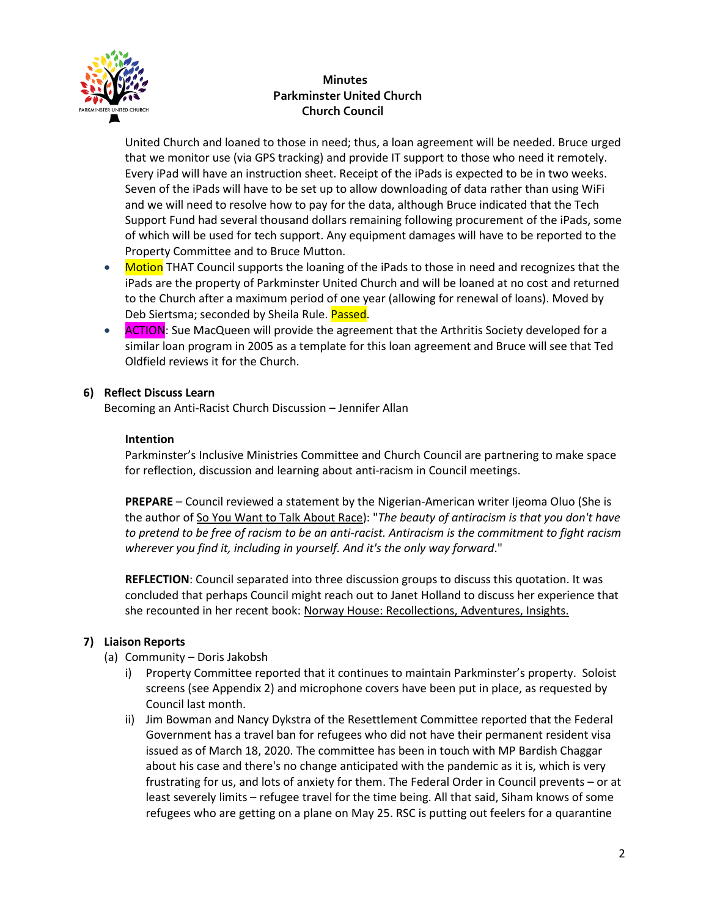United Church and loaned to those in need; thus, a loan agreement will be needed. Bruce urged that we monitor use (via GPS tracking) and provide IT support to those who need it remotely. Every iPad will have an instruction sheet. Receipt of the iPads is expected to be in two weeks. Seven of the iPads will have to be set up to allow downloading of data rather than using WiFi and we will need to resolve how to pay for the data, although Bruce indicated that the Tech Support Fund had several thousand dollars remaining following procurement of the iPads, some of which will be used for tech support. Any equipment damages will have to be reported to the Property Committee and to Bruce Mutton.

- Motion THAT Council supports the loaning of the iPads to those in need and recognizes that the iPads are the property of Parkminster United Church and will be loaned at no cost and returned to the Church after a maximum period of one year (allowing for renewal of loans). Moved by Deb Siertsma; seconded by Sheila Rule. Passed.
- ACTION: Sue MacQueen will provide the agreement that the Arthritis Society developed for a similar loan program in 2005 as a template for this loan agreement and Bruce will see that Ted Oldfield reviews it for the Church.

**6) Reflect Discuss Learn**

Becoming an Anti-Racist Church Discussion – Jennifer Allan

**Intention**

Parkminster's Inclusive Ministries Committee and Church Council are partnering to make space for reflection, discussion and learning about anti-racism in Council meetings.

**PREPARE** – Council reviewed a statement by the Nigerian-American writer Ijeoma Oluo (She is the author of So You Want to Talk About Race): "*The beauty of antiracism is that you don't have to pretend to be free of racism to be an anti-racist. Antiracism is the commitment to fight racism wherever you find it, including in yourself. And it's the only way forward*."

**REFLECTION**: Council separated into three discussion groups to discuss this quotation. It was concluded that perhaps Council might reach out to Janet Holland to discuss her experience that she recounted in her recent book: Norway House: Recollections, Adventures, Insights.

**7) Liaison Reports**

(a) Community – Doris Jakobsh

i) Property Committee reported that it continues to maintain Parkminster's property. Soloist screens (see Appendix 2) and microphone covers have been put in place, as requested by Council last month.

ii) Jim Bowman and Nancy Dykstra of the Resettlement Committee reported that the Federal Government has a travel ban for refugees who did not have their permanent resident visa issued as of March 18, 2020. The committee has been in touch with MP Bardish Chaggar about his case and there's no change anticipated with the pandemic as it is, which is very frustrating for us, and lots of anxiety for them. The Federal Order in Council prevents – or at least severely limits – refugee travel for the time being. All that said, Siham knows of some refugees who are getting on a plane on May 25. RSC is putting out feelers for a quarantine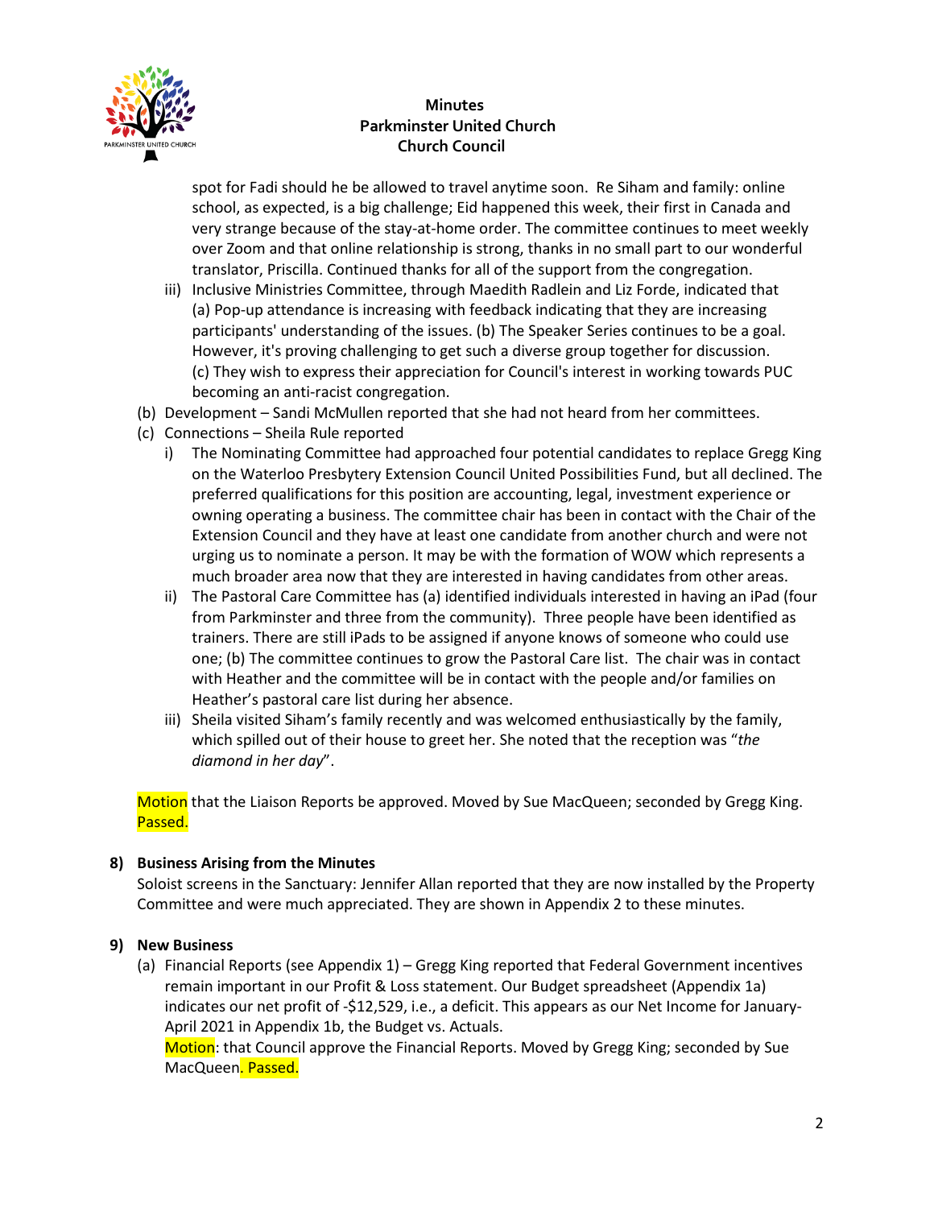spot for Fadi should he be allowed to travel anytime soon. Re Siham and family: online school, as expected, is a big challenge; Eid happened this week, their first in Canada and very strange because of the stay-at-home order. The committee continues to meet weekly over Zoom and that online relationship is strong, thanks in no small part to our wonderful translator, Priscilla. Continued thanks for all of the support from the congregation.

   iii) Inclusive Ministries Committee, through Maedith Radlein and Liz Forde, indicated that (a) Pop-up attendance is increasing with feedback indicating that they are increasing participants' understanding of the issues. (b) The Speaker Series continues to be a goal. However, it's proving challenging to get such a diverse group together for discussion. (c) They wish to express their appreciation for Council's interest in working towards PUC becoming an anti-racist congregation.

(b) Development – Sandi McMullen reported that she had not heard from her committees.

(c) Connections – Sheila Rule reported

   i) The Nominating Committee had approached four potential candidates to replace Gregg King on the Waterloo Presbytery Extension Council United Possibilities Fund, but all declined. The preferred qualifications for this position are accounting, legal, investment experience or owning operating a business. The committee chair has been in contact with the Chair of the Extension Council and they have at least one candidate from another church and were not urging us to nominate a person. It may be with the formation of WOW which represents a much broader area now that they are interested in having candidates from other areas.

   ii) The Pastoral Care Committee has (a) identified individuals interested in having an iPad (four from Parkminster and three from the community). Three people have been identified as trainers. There are still iPads to be assigned if anyone knows of someone who could use one; (b) The committee continues to grow the Pastoral Care list. The chair was in contact with Heather and the committee will be in contact with the people and/or families on Heather's pastoral care list during her absence.

   iii) Sheila visited Siham's family recently and was welcomed enthusiastically by the family, which spilled out of their house to greet her. She noted that the reception was "*the diamond in her day*".

Motion that the Liaison Reports be approved. Moved by Sue MacQueen; seconded by Gregg King. Passed.

**8) Business Arising from the Minutes**

Soloist screens in the Sanctuary: Jennifer Allan reported that they are now installed by the Property Committee and were much appreciated. They are shown in Appendix 2 to these minutes.

**9) New Business**

(a) Financial Reports (see Appendix 1) – Gregg King reported that Federal Government incentives remain important in our Profit & Loss statement. Our Budget spreadsheet (Appendix 1a) indicates our net profit of -$12,529, i.e., a deficit. This appears as our Net Income for January-April 2021 in Appendix 1b, the Budget vs. Actuals.
Motion: that Council approve the Financial Reports. Moved by Gregg King; seconded by Sue MacQueen. Passed.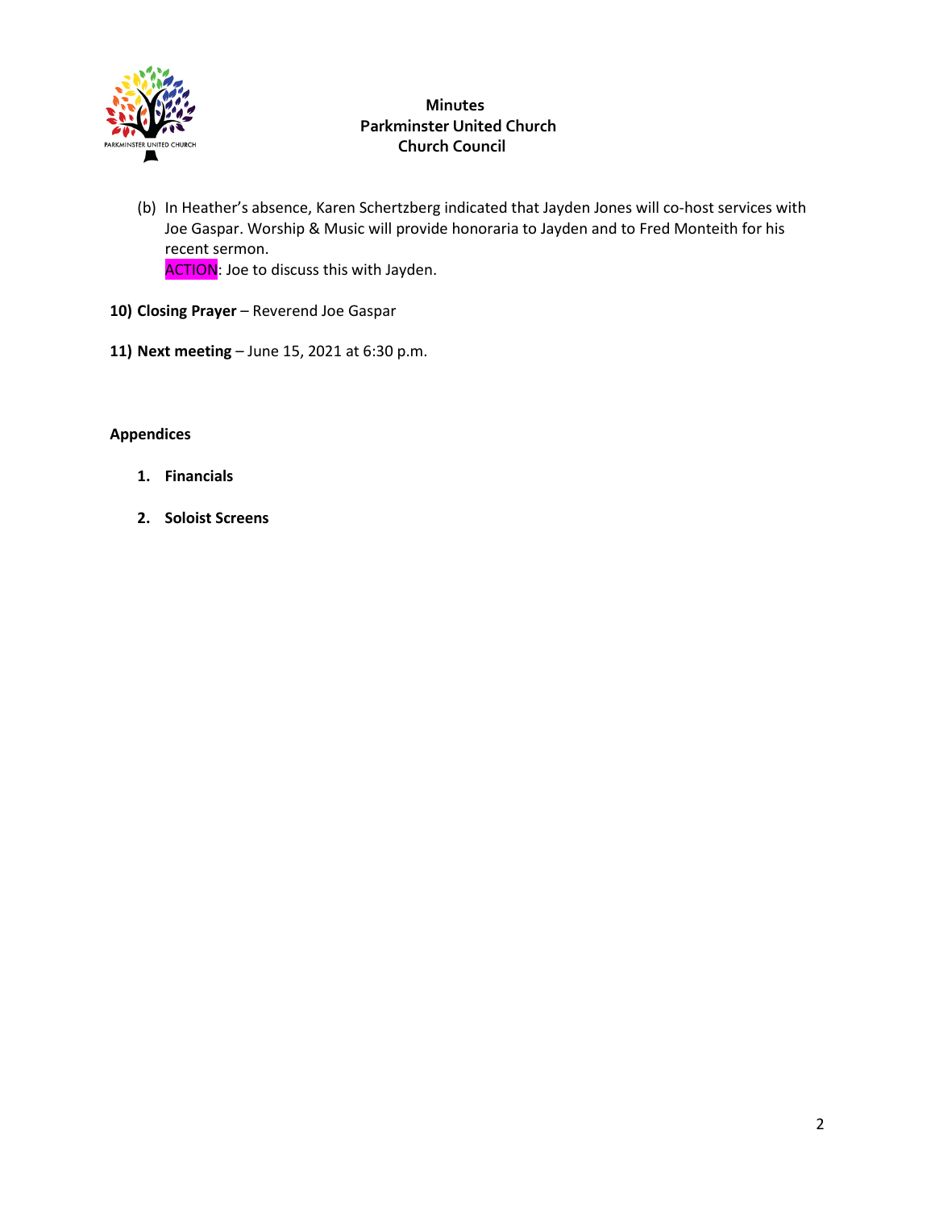**Minutes**
**Parkminster United Church**
**Church Council**

(b) In Heather's absence, Karen Schertzberg indicated that Jayden Jones will co-host services with Joe Gaspar. Worship & Music will provide honoraria to Jayden and to Fred Monteith for his recent sermon.
ACTION: Joe to discuss this with Jayden.

**10) Closing Prayer** – Reverend Joe Gaspar

**11) Next meeting** – June 15, 2021 at 6:30 p.m.

**Appendices**

1. **Financials**

2. **Soloist Screens**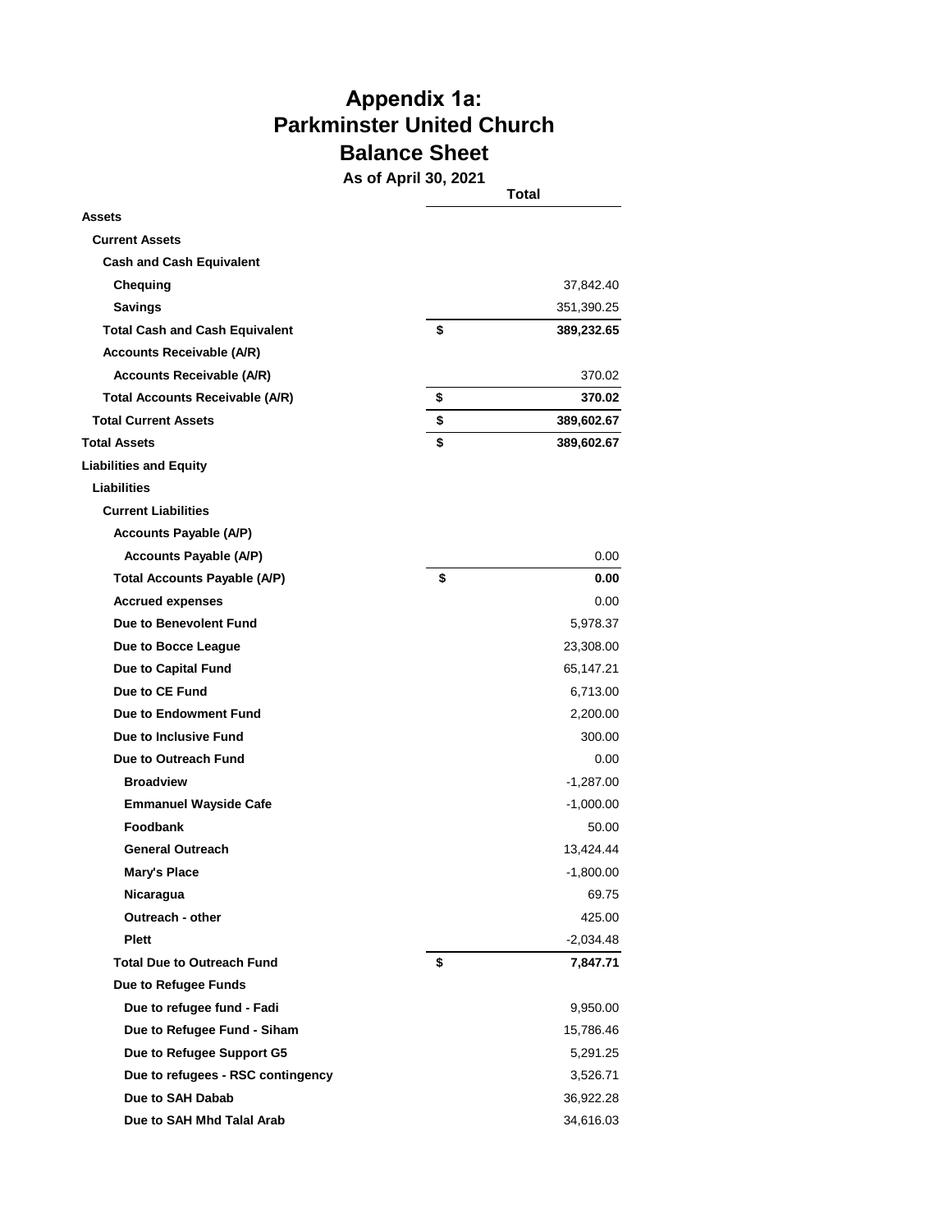# Appendix 1a:
# Parkminster United Church
# Balance Sheet

**As of April 30, 2021**

| | Total |
|---|---|
| **Assets** | |
| **Current Assets** | |
| **Cash and Cash Equivalent** | |
| **Chequing** | 37,842.40 |
| **Savings** | 351,390.25 |
| **Total Cash and Cash Equivalent** | **$ 389,232.65** |
| **Accounts Receivable (A/R)** | |
| **Accounts Receivable (A/R)** | 370.02 |
| **Total Accounts Receivable (A/R)** | **$ 370.02** |
| **Total Current Assets** | **$ 389,602.67** |
| **Total Assets** | **$ 389,602.67** |
| **Liabilities and Equity** | |
| **Liabilities** | |
| **Current Liabilities** | |
| **Accounts Payable (A/P)** | |
| **Accounts Payable (A/P)** | 0.00 |
| **Total Accounts Payable (A/P)** | **$ 0.00** |
| **Accrued expenses** | 0.00 |
| **Due to Benevolent Fund** | 5,978.37 |
| **Due to Bocce League** | 23,308.00 |
| **Due to Capital Fund** | 65,147.21 |
| **Due to CE Fund** | 6,713.00 |
| **Due to Endowment Fund** | 2,200.00 |
| **Due to Inclusive Fund** | 300.00 |
| **Due to Outreach Fund** | 0.00 |
| **Broadview** | -1,287.00 |
| **Emmanuel Wayside Cafe** | -1,000.00 |
| **Foodbank** | 50.00 |
| **General Outreach** | 13,424.44 |
| **Mary's Place** | -1,800.00 |
| **Nicaragua** | 69.75 |
| **Outreach - other** | 425.00 |
| **Plett** | -2,034.48 |
| **Total Due to Outreach Fund** | **$ 7,847.71** |
| **Due to Refugee Funds** | |
| **Due to refugee fund - Fadi** | 9,950.00 |
| **Due to Refugee Fund - Siham** | 15,786.46 |
| **Due to Refugee Support G5** | 5,291.25 |
| **Due to refugees - RSC contingency** | 3,526.71 |
| **Due to SAH Dabab** | 36,922.28 |
| **Due to SAH Mhd Talal Arab** | 34,616.03 |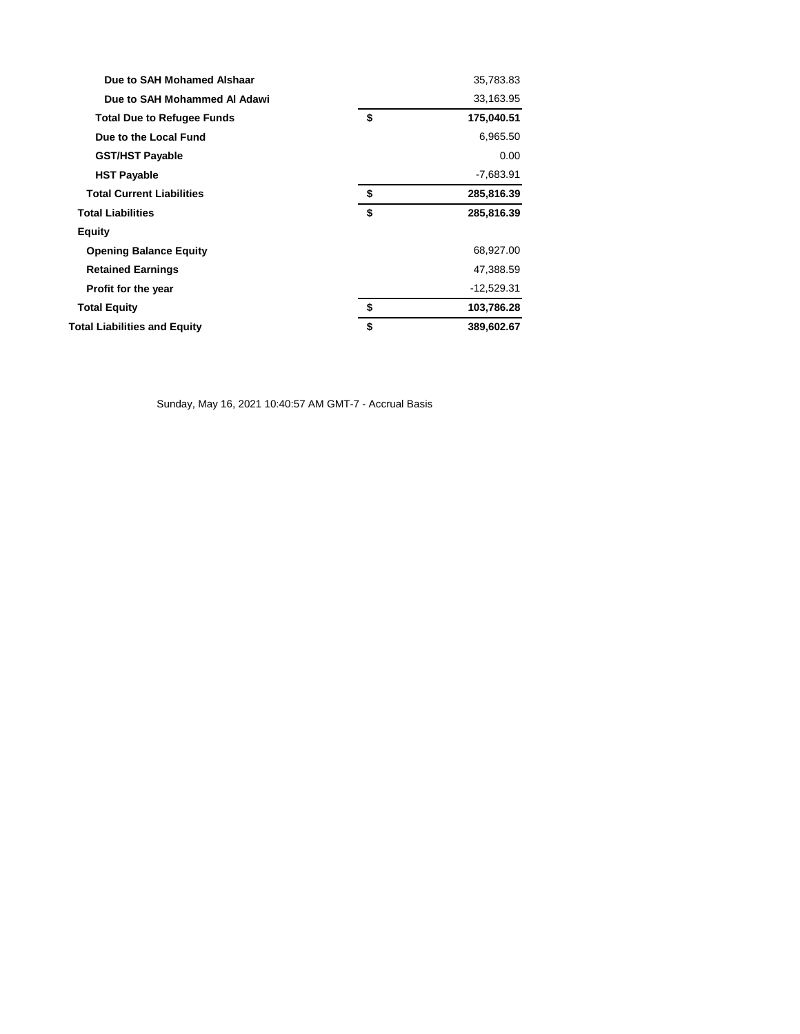| | | |
|---|---|---|
| **Due to SAH Mohamed Alshaar** | | 35,783.83 |
| **Due to SAH Mohammed Al Adawi** | | 33,163.95 |
| **Total Due to Refugee Funds** | **$** | **175,040.51** |
| **Due to the Local Fund** | | 6,965.50 |
| **GST/HST Payable** | | 0.00 |
| **HST Payable** | | -7,683.91 |
| **Total Current Liabilities** | **$** | **285,816.39** |
| **Total Liabilities** | **$** | **285,816.39** |
| **Equity** | | |
| **Opening Balance Equity** | | 68,927.00 |
| **Retained Earnings** | | 47,388.59 |
| **Profit for the year** | | -12,529.31 |
| **Total Equity** | **$** | **103,786.28** |
| **Total Liabilities and Equity** | **$** | **389,602.67** |

Sunday, May 16, 2021 10:40:57 AM GMT-7 - Accrual Basis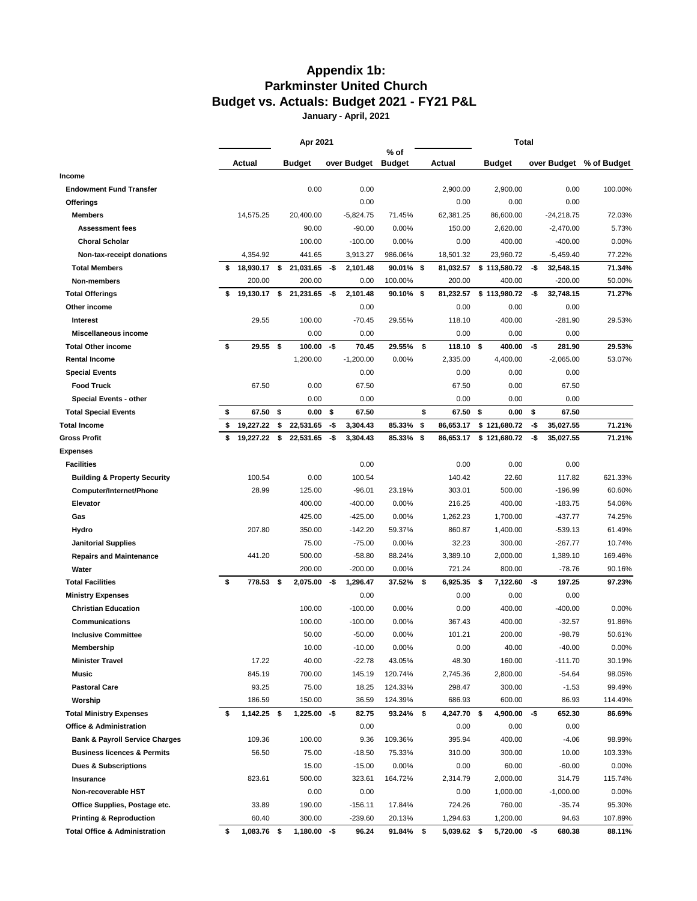# Appendix 1b:
# Parkminster United Church
# Budget vs. Actuals: Budget 2021 - FY21 P&L

**January - April, 2021**

| | Apr 2021 | | | | Total | | | |
|---|---|---|---|---|---|---|---|---|
| | Actual | Budget | over Budget | % of Budget | Actual | Budget | over Budget | % of Budget |
| **Income** | | | | | | | | |
| **Endowment Fund Transfer** | | 0.00 | 0.00 | | 2,900.00 | 2,900.00 | 0.00 | 100.00% |
| **Offerings** | | | 0.00 | | 0.00 | 0.00 | 0.00 | |
| **Members** | 14,575.25 | 20,400.00 | -5,824.75 | 71.45% | 62,381.25 | 86,600.00 | -24,218.75 | 72.03% |
| **Assessment fees** | | 90.00 | -90.00 | 0.00% | 150.00 | 2,620.00 | -2,470.00 | 5.73% |
| **Choral Scholar** | | 100.00 | -100.00 | 0.00% | 0.00 | 400.00 | -400.00 | 0.00% |
| **Non-tax-receipt donations** | 4,354.92 | 441.65 | 3,913.27 | 986.06% | 18,501.32 | 23,960.72 | -5,459.40 | 77.22% |
| **Total Members** | **$ 18,930.17** | **$ 21,031.65** | **-$ 2,101.48** | **90.01%** | **$ 81,032.57** | **$ 113,580.72** | **-$ 32,548.15** | **71.34%** |
| **Non-members** | 200.00 | 200.00 | 0.00 | 100.00% | 200.00 | 400.00 | -200.00 | 50.00% |
| **Total Offerings** | **$ 19,130.17** | **$ 21,231.65** | **-$ 2,101.48** | **90.10%** | **$ 81,232.57** | **$ 113,980.72** | **-$ 32,748.15** | **71.27%** |
| **Other income** | | | 0.00 | | 0.00 | 0.00 | 0.00 | |
| **Interest** | 29.55 | 100.00 | -70.45 | 29.55% | 118.10 | 400.00 | -281.90 | 29.53% |
| **Miscellaneous income** | | 0.00 | 0.00 | | 0.00 | 0.00 | 0.00 | |
| **Total Other income** | **$ 29.55** | **$ 100.00** | **-$ 70.45** | **29.55%** | **$ 118.10** | **$ 400.00** | **-$ 281.90** | **29.53%** |
| **Rental Income** | | 1,200.00 | -1,200.00 | 0.00% | 2,335.00 | 4,400.00 | -2,065.00 | 53.07% |
| **Special Events** | | | 0.00 | | 0.00 | 0.00 | 0.00 | |
| **Food Truck** | 67.50 | 0.00 | 67.50 | | 67.50 | 0.00 | 67.50 | |
| **Special Events - other** | | 0.00 | 0.00 | | 0.00 | 0.00 | 0.00 | |
| **Total Special Events** | **$ 67.50** | **$ 0.00** | **$ 67.50** | | **$ 67.50** | **$ 0.00** | **$ 67.50** | |
| **Total Income** | **$ 19,227.22** | **$ 22,531.65** | **-$ 3,304.43** | **85.33%** | **$ 86,653.17** | **$ 121,680.72** | **-$ 35,027.55** | **71.21%** |
| **Gross Profit** | **$ 19,227.22** | **$ 22,531.65** | **-$ 3,304.43** | **85.33%** | **$ 86,653.17** | **$ 121,680.72** | **-$ 35,027.55** | **71.21%** |
| **Expenses** | | | | | | | | |
| **Facilities** | | | 0.00 | | 0.00 | 0.00 | 0.00 | |
| **Building & Property Security** | 100.54 | 0.00 | 100.54 | | 140.42 | 22.60 | 117.82 | 621.33% |
| **Computer/Internet/Phone** | 28.99 | 125.00 | -96.01 | 23.19% | 303.01 | 500.00 | -196.99 | 60.60% |
| **Elevator** | | 400.00 | -400.00 | 0.00% | 216.25 | 400.00 | -183.75 | 54.06% |
| **Gas** | | 425.00 | -425.00 | 0.00% | 1,262.23 | 1,700.00 | -437.77 | 74.25% |
| **Hydro** | 207.80 | 350.00 | -142.20 | 59.37% | 860.87 | 1,400.00 | -539.13 | 61.49% |
| **Janitorial Supplies** | | 75.00 | -75.00 | 0.00% | 32.23 | 300.00 | -267.77 | 10.74% |
| **Repairs and Maintenance** | 441.20 | 500.00 | -58.80 | 88.24% | 3,389.10 | 2,000.00 | 1,389.10 | 169.46% |
| **Water** | | 200.00 | -200.00 | 0.00% | 721.24 | 800.00 | -78.76 | 90.16% |
| **Total Facilities** | **$ 778.53** | **$ 2,075.00** | **-$ 1,296.47** | **37.52%** | **$ 6,925.35** | **$ 7,122.60** | **-$ 197.25** | **97.23%** |
| **Ministry Expenses** | | | 0.00 | | 0.00 | 0.00 | 0.00 | |
| **Christian Education** | | 100.00 | -100.00 | 0.00% | 0.00 | 400.00 | -400.00 | 0.00% |
| **Communications** | | 100.00 | -100.00 | 0.00% | 367.43 | 400.00 | -32.57 | 91.86% |
| **Inclusive Committee** | | 50.00 | -50.00 | 0.00% | 101.21 | 200.00 | -98.79 | 50.61% |
| **Membership** | | 10.00 | -10.00 | 0.00% | 0.00 | 40.00 | -40.00 | 0.00% |
| **Minister Travel** | 17.22 | 40.00 | -22.78 | 43.05% | 48.30 | 160.00 | -111.70 | 30.19% |
| **Music** | 845.19 | 700.00 | 145.19 | 120.74% | 2,745.36 | 2,800.00 | -54.64 | 98.05% |
| **Pastoral Care** | 93.25 | 75.00 | 18.25 | 124.33% | 298.47 | 300.00 | -1.53 | 99.49% |
| **Worship** | 186.59 | 150.00 | 36.59 | 124.39% | 686.93 | 600.00 | 86.93 | 114.49% |
| **Total Ministry Expenses** | **$ 1,142.25** | **$ 1,225.00** | **-$ 82.75** | **93.24%** | **$ 4,247.70** | **$ 4,900.00** | **-$ 652.30** | **86.69%** |
| **Office & Administration** | | | 0.00 | | 0.00 | 0.00 | 0.00 | |
| **Bank & Payroll Service Charges** | 109.36 | 100.00 | 9.36 | 109.36% | 395.94 | 400.00 | -4.06 | 98.99% |
| **Business licences & Permits** | 56.50 | 75.00 | -18.50 | 75.33% | 310.00 | 300.00 | 10.00 | 103.33% |
| **Dues & Subscriptions** | | 15.00 | -15.00 | 0.00% | 0.00 | 60.00 | -60.00 | 0.00% |
| **Insurance** | 823.61 | 500.00 | 323.61 | 164.72% | 2,314.79 | 2,000.00 | 314.79 | 115.74% |
| **Non-recoverable HST** | | 0.00 | 0.00 | | 0.00 | 1,000.00 | -1,000.00 | 0.00% |
| **Office Supplies, Postage etc.** | 33.89 | 190.00 | -156.11 | 17.84% | 724.26 | 760.00 | -35.74 | 95.30% |
| **Printing & Reproduction** | 60.40 | 300.00 | -239.60 | 20.13% | 1,294.63 | 1,200.00 | 94.63 | 107.89% |
| **Total Office & Administration** | **$ 1,083.76** | **$ 1,180.00** | **-$ 96.24** | **91.84%** | **$ 5,039.62** | **$ 5,720.00** | **-$ 680.38** | **88.11%** |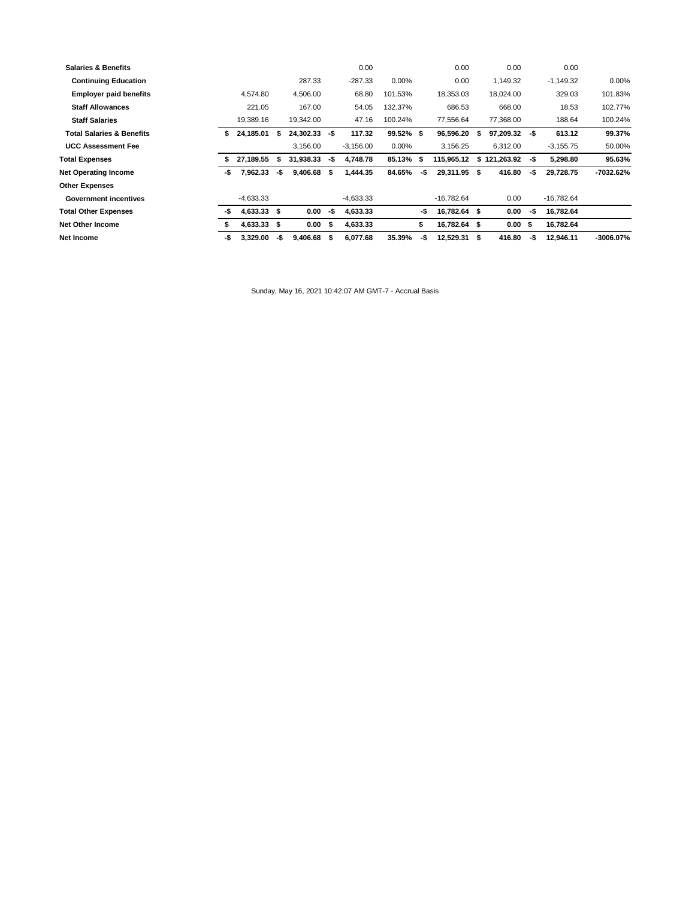| | | | | | | | | |
|---|---|---|---|---|---|---|---|---|
| Salaries & Benefits | | | 0.00 | | 0.00 | 0.00 | 0.00 | |
| Continuing Education | | 287.33 | -287.33 | 0.00% | 0.00 | 1,149.32 | -1,149.32 | 0.00% |
| Employer paid benefits | 4,574.80 | 4,506.00 | 68.80 | 101.53% | 18,353.03 | 18,024.00 | 329.03 | 101.83% |
| Staff Allowances | 221.05 | 167.00 | 54.05 | 132.37% | 686.53 | 668.00 | 18.53 | 102.77% |
| Staff Salaries | 19,389.16 | 19,342.00 | 47.16 | 100.24% | 77,556.64 | 77,368.00 | 188.64 | 100.24% |
| **Total Salaries & Benefits** | **$ 24,185.01** | **$ 24,302.33** | **-$ 117.32** | **99.52%** | **$ 96,596.20** | **$ 97,209.32** | **-$ 613.12** | **99.37%** |
| UCC Assessment Fee | | 3,156.00 | -3,156.00 | 0.00% | 3,156.25 | 6,312.00 | -3,155.75 | 50.00% |
| **Total Expenses** | **$ 27,189.55** | **$ 31,938.33** | **-$ 4,748.78** | **85.13%** | **$ 115,965.12** | **$ 121,263.92** | **-$ 5,298.80** | **95.63%** |
| **Net Operating Income** | **-$ 7,962.33** | **-$ 9,406.68** | **$ 1,444.35** | **84.65%** | **-$ 29,311.95** | **$ 416.80** | **-$ 29,728.75** | **-7032.62%** |
| **Other Expenses** | | | | | | | | |
| Government incentives | -4,633.33 | | -4,633.33 | | -16,782.64 | 0.00 | -16,782.64 | |
| **Total Other Expenses** | **-$ 4,633.33** | **$ 0.00** | **-$ 4,633.33** | | **-$ 16,782.64** | **$ 0.00** | **-$ 16,782.64** | |
| **Net Other Income** | **$ 4,633.33** | **$ 0.00** | **$ 4,633.33** | | **$ 16,782.64** | **$ 0.00** | **$ 16,782.64** | |
| **Net Income** | **-$ 3,329.00** | **-$ 9,406.68** | **$ 6,077.68** | **35.39%** | **-$ 12,529.31** | **$ 416.80** | **-$ 12,946.11** | **-3006.07%** |

Sunday, May 16, 2021 10:42:07 AM GMT-7 - Accrual Basis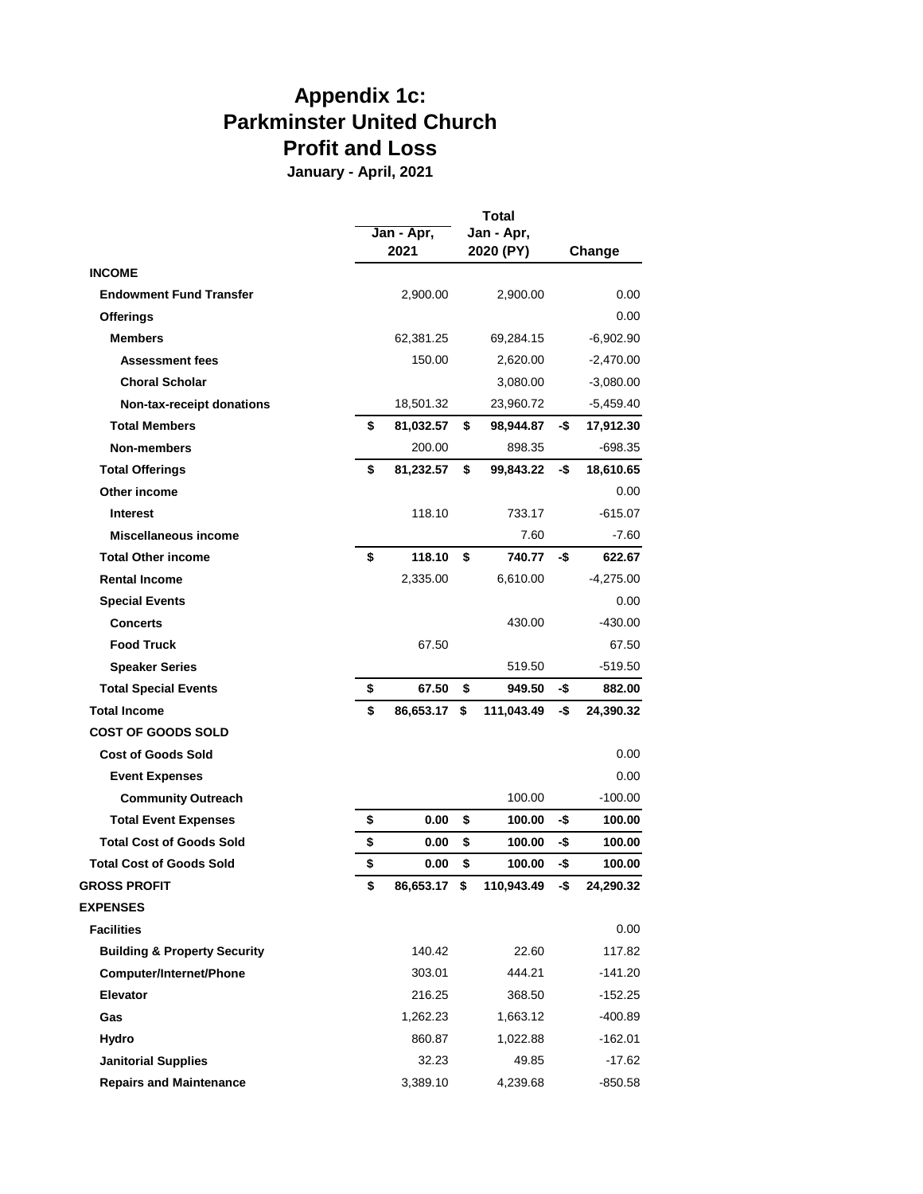# Appendix 1c:
# Parkminster United Church
# Profit and Loss

**January - April, 2021**

| | Jan - Apr, 2021 | Total Jan - Apr, 2020 (PY) | Change |
|---|---|---|---|
| **INCOME** | | | |
| **Endowment Fund Transfer** | 2,900.00 | 2,900.00 | 0.00 |
| **Offerings** | | | 0.00 |
| **Members** | 62,381.25 | 69,284.15 | -6,902.90 |
| **Assessment fees** | 150.00 | 2,620.00 | -2,470.00 |
| **Choral Scholar** | | 3,080.00 | -3,080.00 |
| **Non-tax-receipt donations** | 18,501.32 | 23,960.72 | -5,459.40 |
| **Total Members** | **$ 81,032.57** | **$ 98,944.87** | **-$ 17,912.30** |
| **Non-members** | 200.00 | 898.35 | -698.35 |
| **Total Offerings** | **$ 81,232.57** | **$ 99,843.22** | **-$ 18,610.65** |
| **Other income** | | | 0.00 |
| **Interest** | 118.10 | 733.17 | -615.07 |
| **Miscellaneous income** | | 7.60 | -7.60 |
| **Total Other income** | **$ 118.10** | **$ 740.77** | **-$ 622.67** |
| **Rental Income** | 2,335.00 | 6,610.00 | -4,275.00 |
| **Special Events** | | | 0.00 |
| **Concerts** | | 430.00 | -430.00 |
| **Food Truck** | 67.50 | | 67.50 |
| **Speaker Series** | | 519.50 | -519.50 |
| **Total Special Events** | **$ 67.50** | **$ 949.50** | **-$ 882.00** |
| **Total Income** | **$ 86,653.17** | **$ 111,043.49** | **-$ 24,390.32** |
| **COST OF GOODS SOLD** | | | |
| **Cost of Goods Sold** | | | 0.00 |
| **Event Expenses** | | | 0.00 |
| **Community Outreach** | | 100.00 | -100.00 |
| **Total Event Expenses** | **$ 0.00** | **$ 100.00** | **-$ 100.00** |
| **Total Cost of Goods Sold** | **$ 0.00** | **$ 100.00** | **-$ 100.00** |
| **Total Cost of Goods Sold** | **$ 0.00** | **$ 100.00** | **-$ 100.00** |
| **GROSS PROFIT** | **$ 86,653.17** | **$ 110,943.49** | **-$ 24,290.32** |
| **EXPENSES** | | | |
| **Facilities** | | | 0.00 |
| **Building & Property Security** | 140.42 | 22.60 | 117.82 |
| **Computer/Internet/Phone** | 303.01 | 444.21 | -141.20 |
| **Elevator** | 216.25 | 368.50 | -152.25 |
| **Gas** | 1,262.23 | 1,663.12 | -400.89 |
| **Hydro** | 860.87 | 1,022.88 | -162.01 |
| **Janitorial Supplies** | 32.23 | 49.85 | -17.62 |
| **Repairs and Maintenance** | 3,389.10 | 4,239.68 | -850.58 |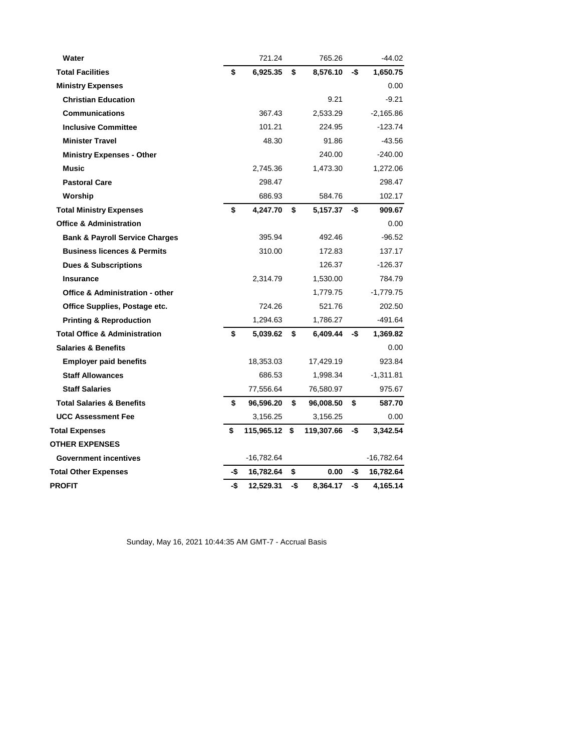| | | | |
|---|---|---|---|
| **Water** | 721.24 | 765.26 | -44.02 |
| **Total Facilities** | **$ 6,925.35** | **$ 8,576.10** | **-$ 1,650.75** |
| **Ministry Expenses** | | | 0.00 |
| **Christian Education** | | 9.21 | -9.21 |
| **Communications** | 367.43 | 2,533.29 | -2,165.86 |
| **Inclusive Committee** | 101.21 | 224.95 | -123.74 |
| **Minister Travel** | 48.30 | 91.86 | -43.56 |
| **Ministry Expenses - Other** | | 240.00 | -240.00 |
| **Music** | 2,745.36 | 1,473.30 | 1,272.06 |
| **Pastoral Care** | 298.47 | | 298.47 |
| **Worship** | 686.93 | 584.76 | 102.17 |
| **Total Ministry Expenses** | **$ 4,247.70** | **$ 5,157.37** | **-$ 909.67** |
| **Office & Administration** | | | 0.00 |
| **Bank & Payroll Service Charges** | 395.94 | 492.46 | -96.52 |
| **Business licences & Permits** | 310.00 | 172.83 | 137.17 |
| **Dues & Subscriptions** | | 126.37 | -126.37 |
| **Insurance** | 2,314.79 | 1,530.00 | 784.79 |
| **Office & Administration - other** | | 1,779.75 | -1,779.75 |
| **Office Supplies, Postage etc.** | 724.26 | 521.76 | 202.50 |
| **Printing & Reproduction** | 1,294.63 | 1,786.27 | -491.64 |
| **Total Office & Administration** | **$ 5,039.62** | **$ 6,409.44** | **-$ 1,369.82** |
| **Salaries & Benefits** | | | 0.00 |
| **Employer paid benefits** | 18,353.03 | 17,429.19 | 923.84 |
| **Staff Allowances** | 686.53 | 1,998.34 | -1,311.81 |
| **Staff Salaries** | 77,556.64 | 76,580.97 | 975.67 |
| **Total Salaries & Benefits** | **$ 96,596.20** | **$ 96,008.50** | **$ 587.70** |
| **UCC Assessment Fee** | 3,156.25 | 3,156.25 | 0.00 |
| **Total Expenses** | **$ 115,965.12** | **$ 119,307.66** | **-$ 3,342.54** |
| **OTHER EXPENSES** | | | |
| **Government incentives** | -16,782.64 | | -16,782.64 |
| **Total Other Expenses** | **-$ 16,782.64** | **$ 0.00** | **-$ 16,782.64** |
| **PROFIT** | **-$ 12,529.31** | **-$ 8,364.17** | **-$ 4,165.14** |

Sunday, May 16, 2021 10:44:35 AM GMT-7 - Accrual Basis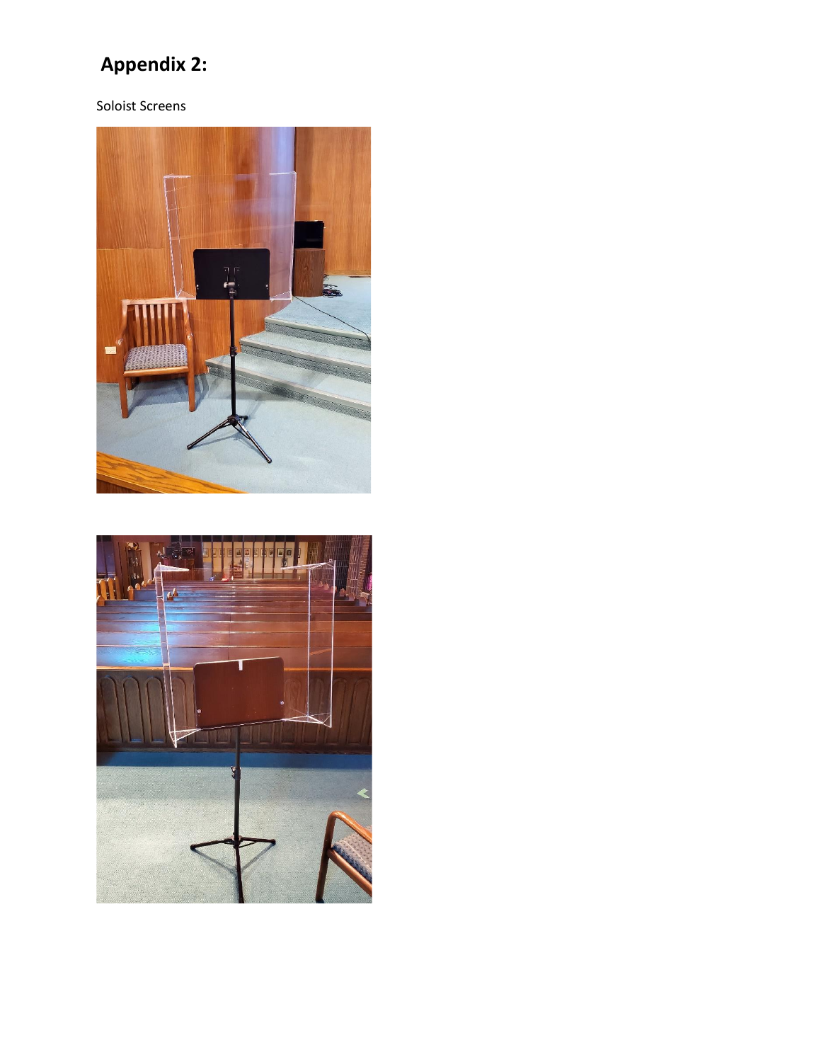## Appendix 2:

Soloist Screens